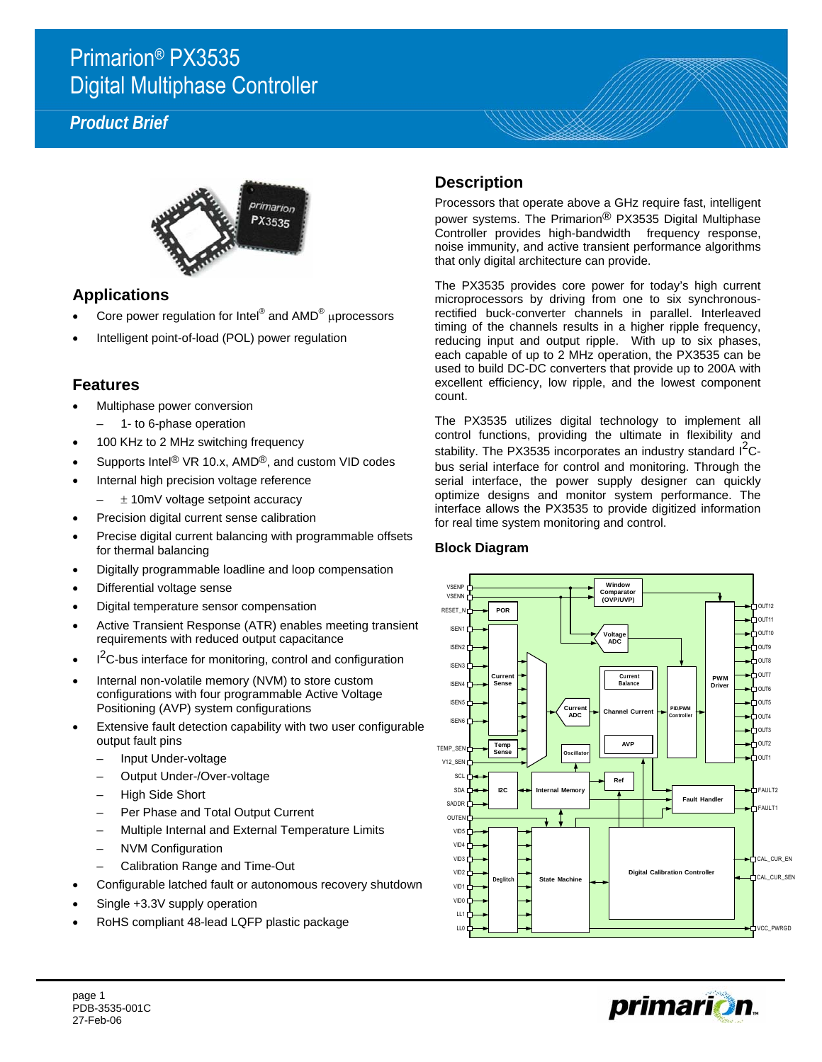# Primarion® PX3535 Digital Multiphase Controller

## *Product Brief*

## Applications

- Core power regulation for Intel® and AMD® µprocessors
- Intelligent point-of-load (POL) power regulation

## Features

- Multiphase power conversion
  - 1- to 6-phase operation
- 100 KHz to 2 MHz switching frequency
- Supports Intel® VR 10.x, AMD®, and custom VID codes
- Internal high precision voltage reference
  - ± 10mV voltage setpoint accuracy
- Precision digital current sense calibration
- Precise digital current balancing with programmable offsets for thermal balancing
- Digitally programmable loadline and loop compensation
- Differential voltage sense
- Digital temperature sensor compensation
- Active Transient Response (ATR) enables meeting transient requirements with reduced output capacitance
- $I^2C$-bus interface for monitoring, control and configuration
- Internal non-volatile memory (NVM) to store custom configurations with four programmable Active Voltage Positioning (AVP) system configurations
- Extensive fault detection capability with two user configurable output fault pins
  - Input Under-voltage
  - Output Under-/Over-voltage
  - High Side Short
  - Per Phase and Total Output Current
  - Multiple Internal and External Temperature Limits
  - NVM Configuration
  - Calibration Range and Time-Out
- Configurable latched fault or autonomous recovery shutdown
- Single +3.3V supply operation
- RoHS compliant 48-lead LQFP plastic package

## Description

Processors that operate above a GHz require fast, intelligent power systems. The Primarion® PX3535 Digital Multiphase Controller provides high-bandwidth frequency response, noise immunity, and active transient performance algorithms that only digital architecture can provide.

The PX3535 provides core power for today's high current microprocessors by driving from one to six synchronous-rectified buck-converter channels in parallel. Interleaved timing of the channels results in a higher ripple frequency, reducing input and output ripple. With up to six phases, each capable of up to 2 MHz operation, the PX3535 can be used to build DC-DC converters that provide up to 200A with excellent efficiency, low ripple, and the lowest component count.

The PX3535 utilizes digital technology to implement all control functions, providing the ultimate in flexibility and stability. The PX3535 incorporates an industry standard $I^2C$-bus serial interface for control and monitoring. Through the serial interface, the power supply designer can quickly optimize designs and monitor system performance. The interface allows the PX3535 to provide digitized information for real time system monitoring and control.

### Block Diagram

page 1
PDB-3535-001C
27-Feb-06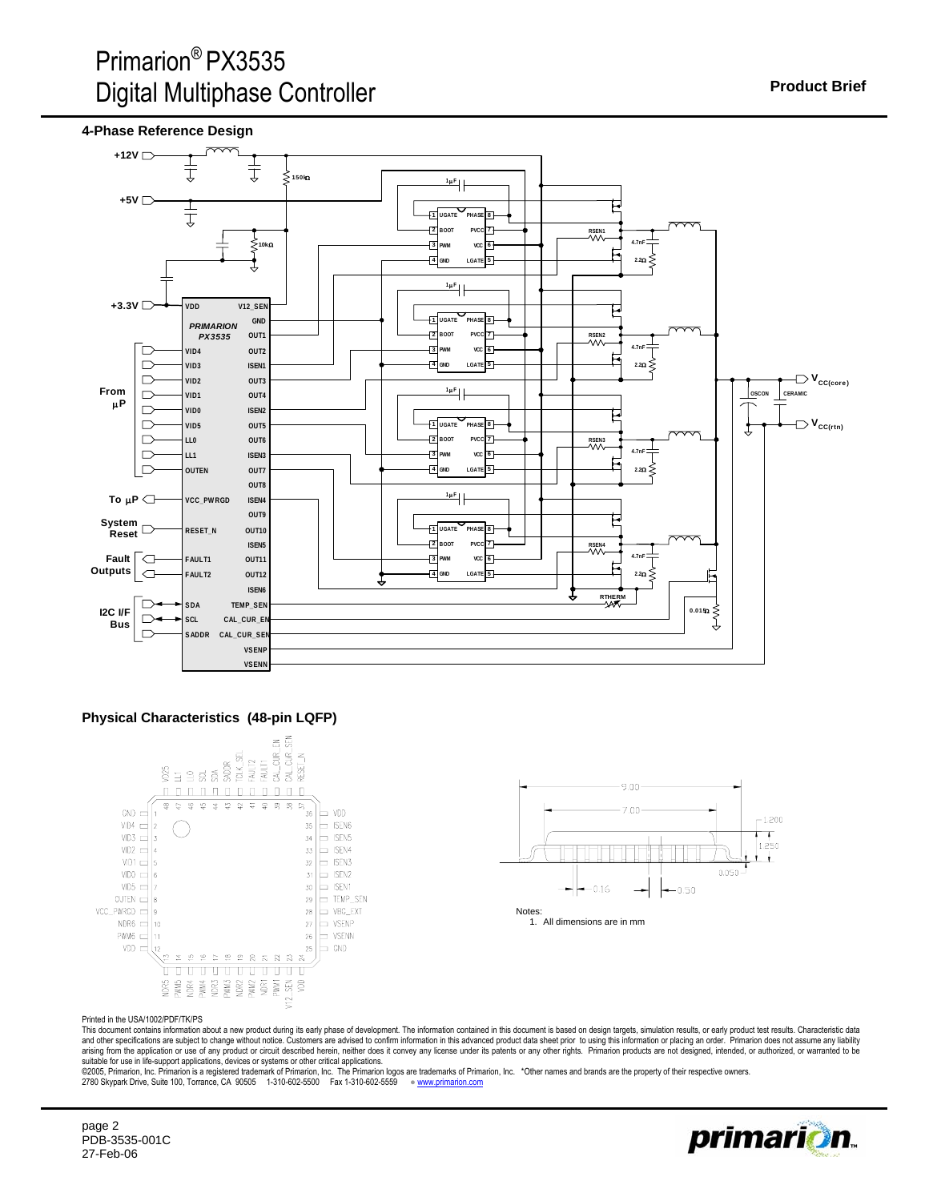# Primarion® PX3535 Digital Multiphase Controller

**Product Brief**

### 4-Phase Reference Design

+12V
+5V
150kΩ
10kΩ
+3.3V
1µF
UGATE PHASE
BOOT PVCC
PWM VCC
GND LGATE
RSEN1
RSEN2
RSEN3
RSEN4
4.7nF
2.2Ω
VDD V12_SEN
GND
PRIMARION PX3535
OUT1
VID4 OUT2
VID3 ISEN1
VID2 OUT3
VID1 OUT4
VID0 ISEN2
VID5 OUT5
LL0 OUT6
LL1 ISEN3
OUTEN OUT7
OUT8
VCC_PWRGD ISEN4
OUT9
RESET_N OUT10
ISEN5
FAULT1 OUT11
FAULT2 OUT12
ISEN6
SDA TEMP_SEN
SCL CAL_CUR_EN
SADDR CAL_CUR_SEN
VSENP
VSENN
From µP
To µP
System Reset
Fault Outputs
I2C I/F Bus
RTHERM
0.01Ω
OSCON
CERAMIC
$V_{CC(core)}$
$V_{CC(rtn)}$

### Physical Characteristics (48-pin LQFP)

GND 1, VID4 2, VID3 3, VID2 4, VID1 5, VID0 6, VID5 7, OUTEN 8, VCC_PWRGD 9, NDR6 10, PWM6 11, VDD 12
NDR5 13, PWM5 14, NDR4 15, PWM4 16, NDR3 17, PWM3 18, NDR2 19, PWM2 20, NDR1 21, PWM1 22, V12_SEN 23, VDD 24
GND 25, VSENN 26, VSENP 27, VBG_EXT 28, TEMP_SEN 29, ISEN1 30, ISEN2 31, ISEN3 32, ISEN4 33, ISEN5 34, ISEN6 35, VDD 36
RESET_N 37, CAL_CUR_SEN 38, CAL_CUR_EN 39, FAULT1 40, FAULT2 41, TCLK_SEL 42, SADDR 43, SDA 44, SCL 45, LL0 46, LL1 47, VD25 48

9.00
7.00
1.200
1.250
0.050
0.16
0.50

Notes:
1. All dimensions are in mm

Printed in the USA/1002/PDF/TK/PS

This document contains information about a new product during its early phase of development. The information contained in this document is based on design targets, simulation results, or early product test results. Characteristic data and other specifications are subject to change without notice. Customers are advised to confirm information in this advanced product data sheet prior to using this information or placing an order. Primarion does not assume any liability arising from the application or use of any product or circuit described herein, neither does it convey any license under its patents or any other rights. Primarion products are not designed, intended, or authorized, or warranted to be suitable for use in life-support applications, devices or systems or other critical applications.

©2005, Primarion, Inc. Primarion is a registered trademark of Primarion, Inc. The Primarion logos are trademarks of Primarion, Inc. *Other names and brands are the property of their respective owners.

2780 Skypark Drive, Suite 100, Torrance, CA 90505 1-310-602-5500 Fax 1-310-602-5559 ● www.primarion.com

PDB-3535-001C
27-Feb-06